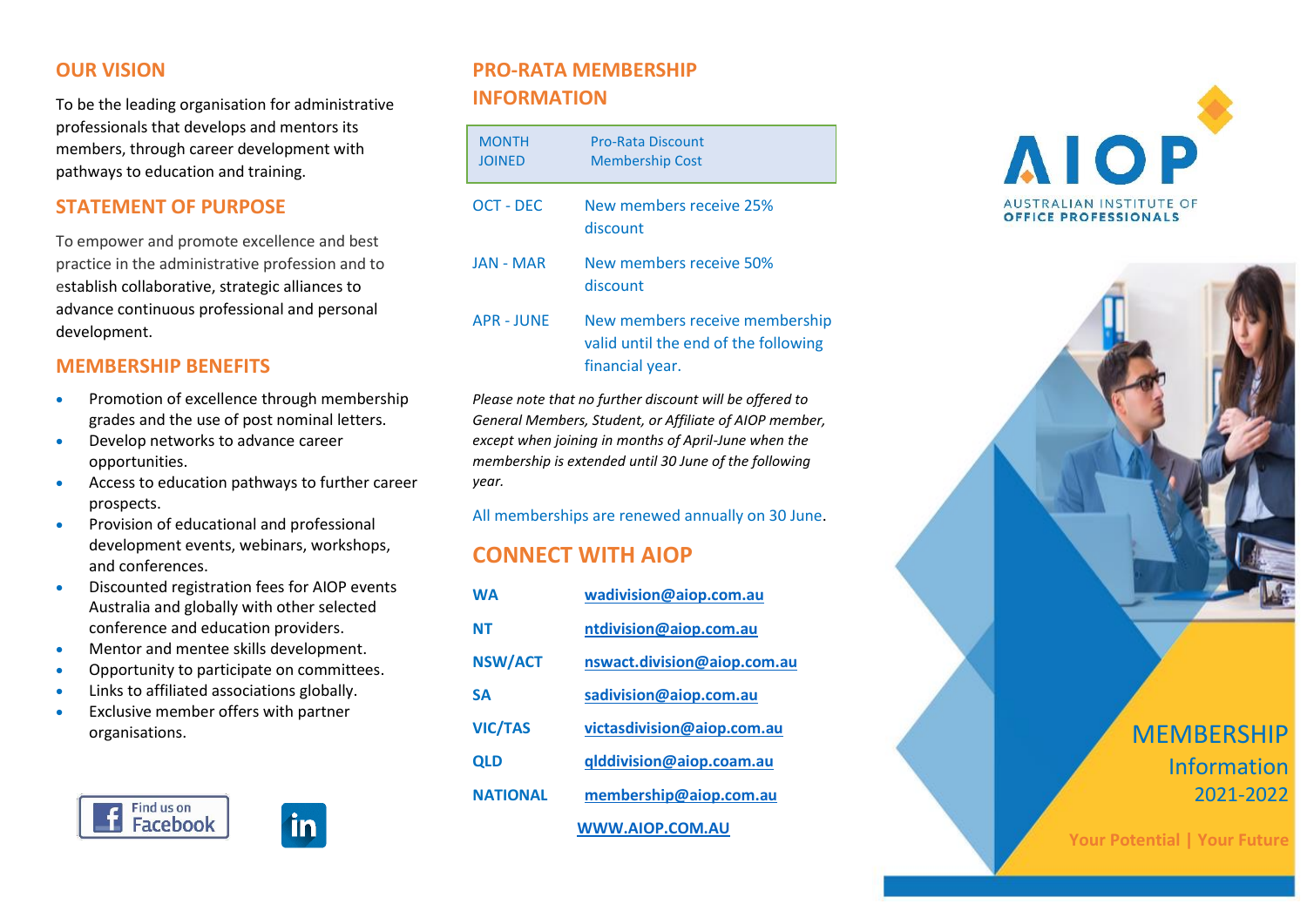## OUR VISION

To be the leading organisation for administrative professionals that develops and mentors its members, through career development with pathways to education and training.

## STATEMENT OF PURPOSE

To empower and promote excellence and best practice in the administrative profession and to establish collaborative, strategic alliances to advance continuous professional and personal development.

## MEMBERSHIP BENEFITS

- Promotion of excellence through membership grades and the use of post nominal letters.
- Develop networks to advance career opportunities.
- Access to education pathways to further career prospects.
- Provision of educational and professional development events, webinars, workshops, and conferences.
- Discounted registration fees for AIOP events Australia and globally with other selected conference and education providers.
- Mentor and mentee skills development.
- Opportunity to participate on committees.
- Links to affiliated associations globally.
- Exclusive member offers with partner organisations.

Find us on Facebook

## PRO-RATA MEMBERSHIP INFORMATION

| MONTH JOINED | Pro-Rata Discount Membership Cost |
|---|---|
| OCT - DEC | New members receive 25% discount |
| JAN - MAR | New members receive 50% discount |
| APR - JUNE | New members receive membership valid until the end of the following financial year. |

*Please note that no further discount will be offered to General Members, Student, or Affiliate of AIOP member, except when joining in months of April-June when the membership is extended until 30 June of the following year.*

All memberships are renewed annually on 30 June.

## CONNECT WITH AIOP

| | |
|---|---|
| **WA** | wadivision@aiop.com.au |
| **NT** | ntdivision@aiop.com.au |
| **NSW/ACT** | nswact.division@aiop.com.au |
| **SA** | sadivision@aiop.com.au |
| **VIC/TAS** | victasdivision@aiop.com.au |
| **QLD** | qlddivision@aiop.coam.au |
| **NATIONAL** | membership@aiop.com.au |

WWW.AIOP.COM.AU

# AIOP

AUSTRALIAN INSTITUTE OF OFFICE PROFESSIONALS

# MEMBERSHIP Information 2021-2022

**Your Potential | Your Future**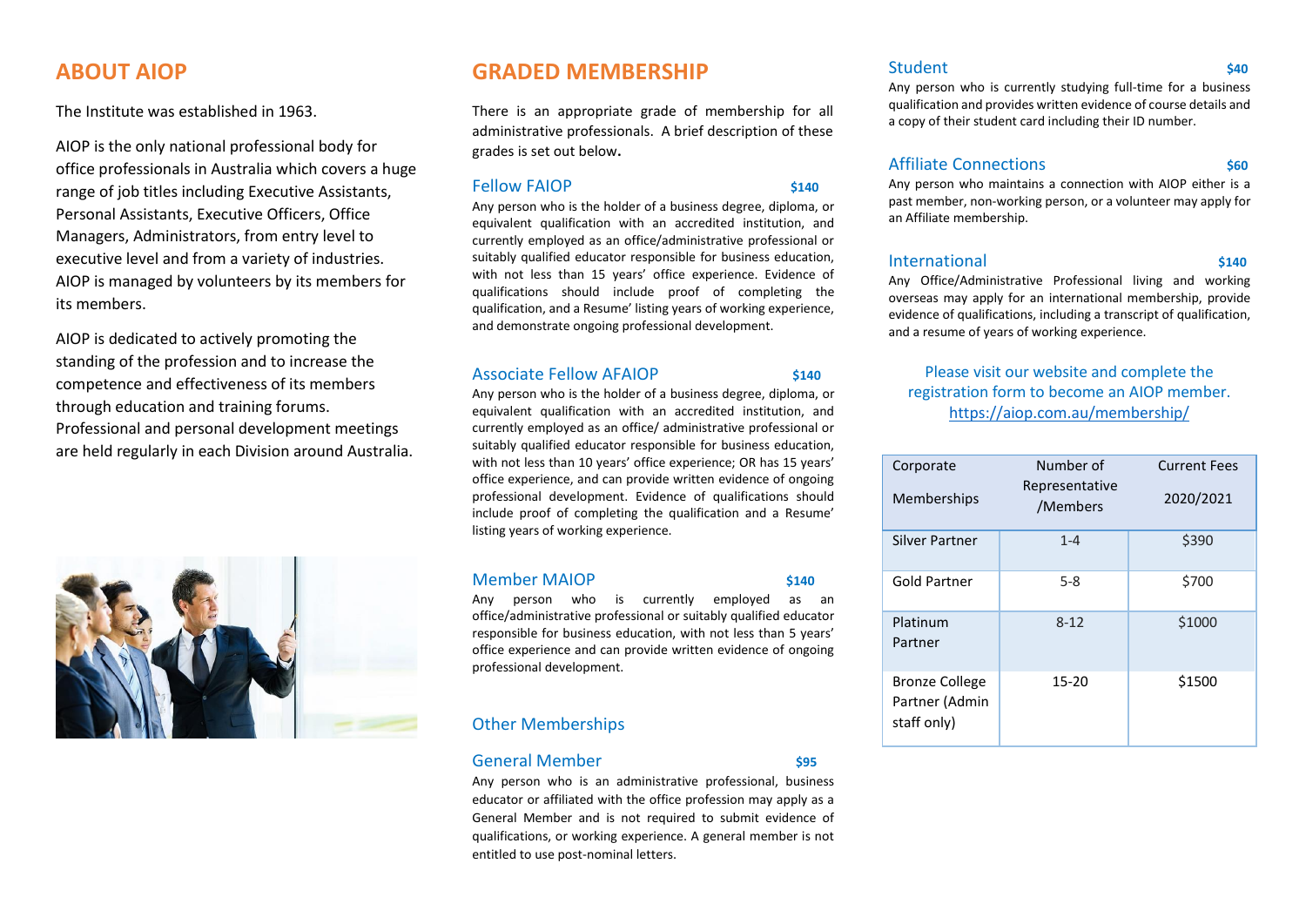## ABOUT AIOP

The Institute was established in 1963.

AIOP is the only national professional body for office professionals in Australia which covers a huge range of job titles including Executive Assistants, Personal Assistants, Executive Officers, Office Managers, Administrators, from entry level to executive level and from a variety of industries. AIOP is managed by volunteers by its members for its members.

AIOP is dedicated to actively promoting the standing of the profession and to increase the competence and effectiveness of its members through education and training forums. Professional and personal development meetings are held regularly in each Division around Australia.

## GRADED MEMBERSHIP

There is an appropriate grade of membership for all administrative professionals. A brief description of these grades is set out below**.**

### Fellow FAIOP **$140**

Any person who is the holder of a business degree, diploma, or equivalent qualification with an accredited institution, and currently employed as an office/administrative professional or suitably qualified educator responsible for business education, with not less than 15 years' office experience. Evidence of qualifications should include proof of completing the qualification, and a Resume' listing years of working experience, and demonstrate ongoing professional development.

### Associate Fellow AFAIOP **$140**

Any person who is the holder of a business degree, diploma, or equivalent qualification with an accredited institution, and currently employed as an office/ administrative professional or suitably qualified educator responsible for business education, with not less than 10 years' office experience; OR has 15 years' office experience, and can provide written evidence of ongoing professional development. Evidence of qualifications should include proof of completing the qualification and a Resume' listing years of working experience.

### Member MAIOP **$140**

Any person who is currently employed as an office/administrative professional or suitably qualified educator responsible for business education, with not less than 5 years' office experience and can provide written evidence of ongoing professional development.

### Other Memberships

### General Member **$95**

Any person who is an administrative professional, business educator or affiliated with the office profession may apply as a General Member and is not required to submit evidence of qualifications, or working experience. A general member is not entitled to use post-nominal letters.

### Student **$40**

Any person who is currently studying full-time for a business qualification and provides written evidence of course details and a copy of their student card including their ID number.

### Affiliate Connections **$60**

Any person who maintains a connection with AIOP either is a past member, non-working person, or a volunteer may apply for an Affiliate membership.

### International **$140**

Any Office/Administrative Professional living and working overseas may apply for an international membership, provide evidence of qualifications, including a transcript of qualification, and a resume of years of working experience.

Please visit our website and complete the registration form to become an AIOP member.
https://aiop.com.au/membership/

| Corporate Memberships | Number of Representative /Members | Current Fees 2020/2021 |
|---|---|---|
| Silver Partner | 1-4 | $390 |
| Gold Partner | 5-8 | $700 |
| Platinum Partner | 8-12 | $1000 |
| Bronze College Partner (Admin staff only) | 15-20 | $1500 |